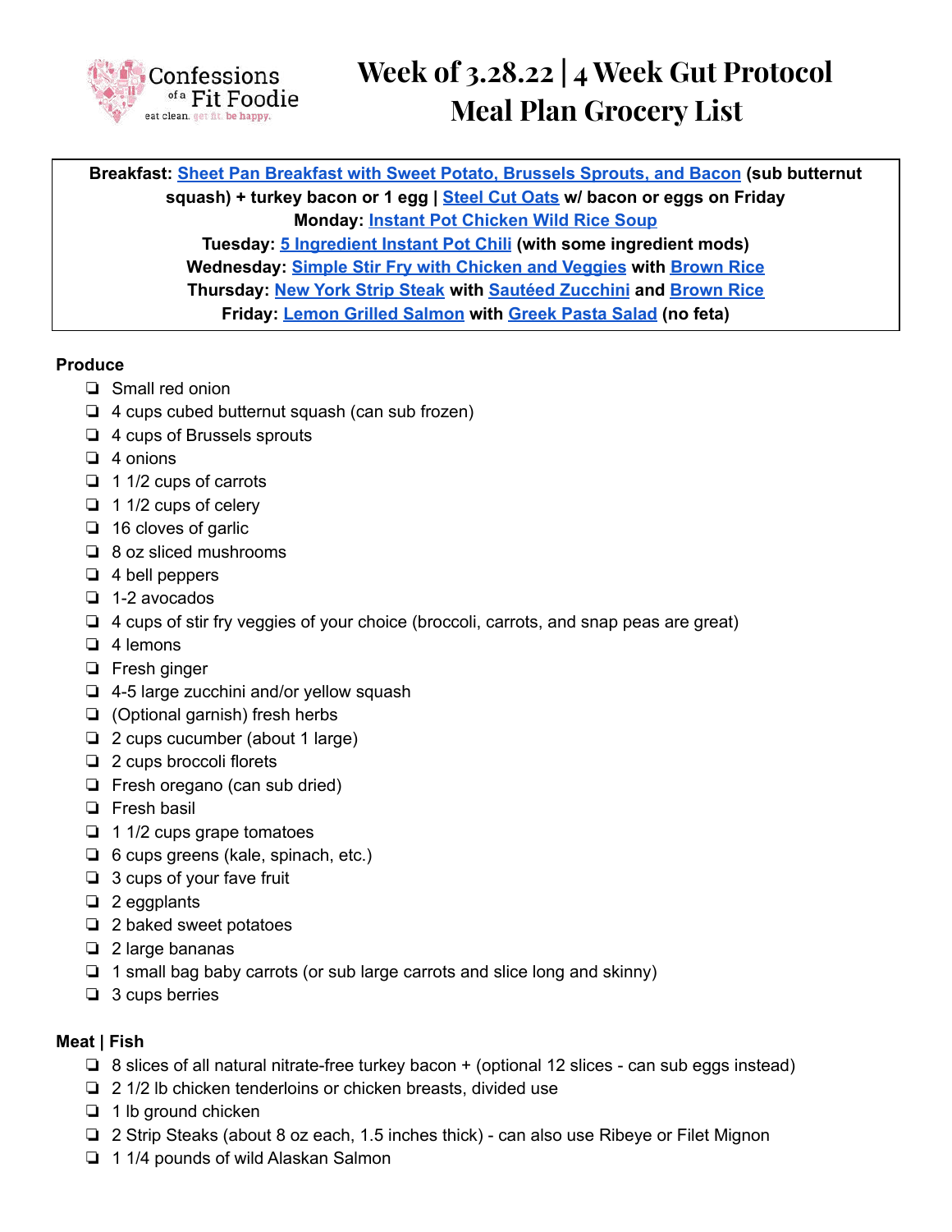Confessions of a Fit Foodie
eat clean. get fit. be happy.

# Week of 3.28.22 | 4 Week Gut Protocol Meal Plan Grocery List

**Breakfast: Sheet Pan Breakfast with Sweet Potato, Brussels Sprouts, and Bacon (sub butternut squash) + turkey bacon or 1 egg | Steel Cut Oats w/ bacon or eggs on Friday**
**Monday: Instant Pot Chicken Wild Rice Soup**
**Tuesday: 5 Ingredient Instant Pot Chili (with some ingredient mods)**
**Wednesday: Simple Stir Fry with Chicken and Veggies with Brown Rice**
**Thursday: New York Strip Steak with Sautéed Zucchini and Brown Rice**
**Friday: Lemon Grilled Salmon with Greek Pasta Salad (no feta)**

**Produce**

- ❏ Small red onion
- ❏ 4 cups cubed butternut squash (can sub frozen)
- ❏ 4 cups of Brussels sprouts
- ❏ 4 onions
- ❏ 1 1/2 cups of carrots
- ❏ 1 1/2 cups of celery
- ❏ 16 cloves of garlic
- ❏ 8 oz sliced mushrooms
- ❏ 4 bell peppers
- ❏ 1-2 avocados
- ❏ 4 cups of stir fry veggies of your choice (broccoli, carrots, and snap peas are great)
- ❏ 4 lemons
- ❏ Fresh ginger
- ❏ 4-5 large zucchini and/or yellow squash
- ❏ (Optional garnish) fresh herbs
- ❏ 2 cups cucumber (about 1 large)
- ❏ 2 cups broccoli florets
- ❏ Fresh oregano (can sub dried)
- ❏ Fresh basil
- ❏ 1 1/2 cups grape tomatoes
- ❏ 6 cups greens (kale, spinach, etc.)
- ❏ 3 cups of your fave fruit
- ❏ 2 eggplants
- ❏ 2 baked sweet potatoes
- ❏ 2 large bananas
- ❏ 1 small bag baby carrots (or sub large carrots and slice long and skinny)
- ❏ 3 cups berries

**Meat | Fish**

- ❏ 8 slices of all natural nitrate-free turkey bacon + (optional 12 slices - can sub eggs instead)
- ❏ 2 1/2 lb chicken tenderloins or chicken breasts, divided use
- ❏ 1 lb ground chicken
- ❏ 2 Strip Steaks (about 8 oz each, 1.5 inches thick) - can also use Ribeye or Filet Mignon
- ❏ 1 1/4 pounds of wild Alaskan Salmon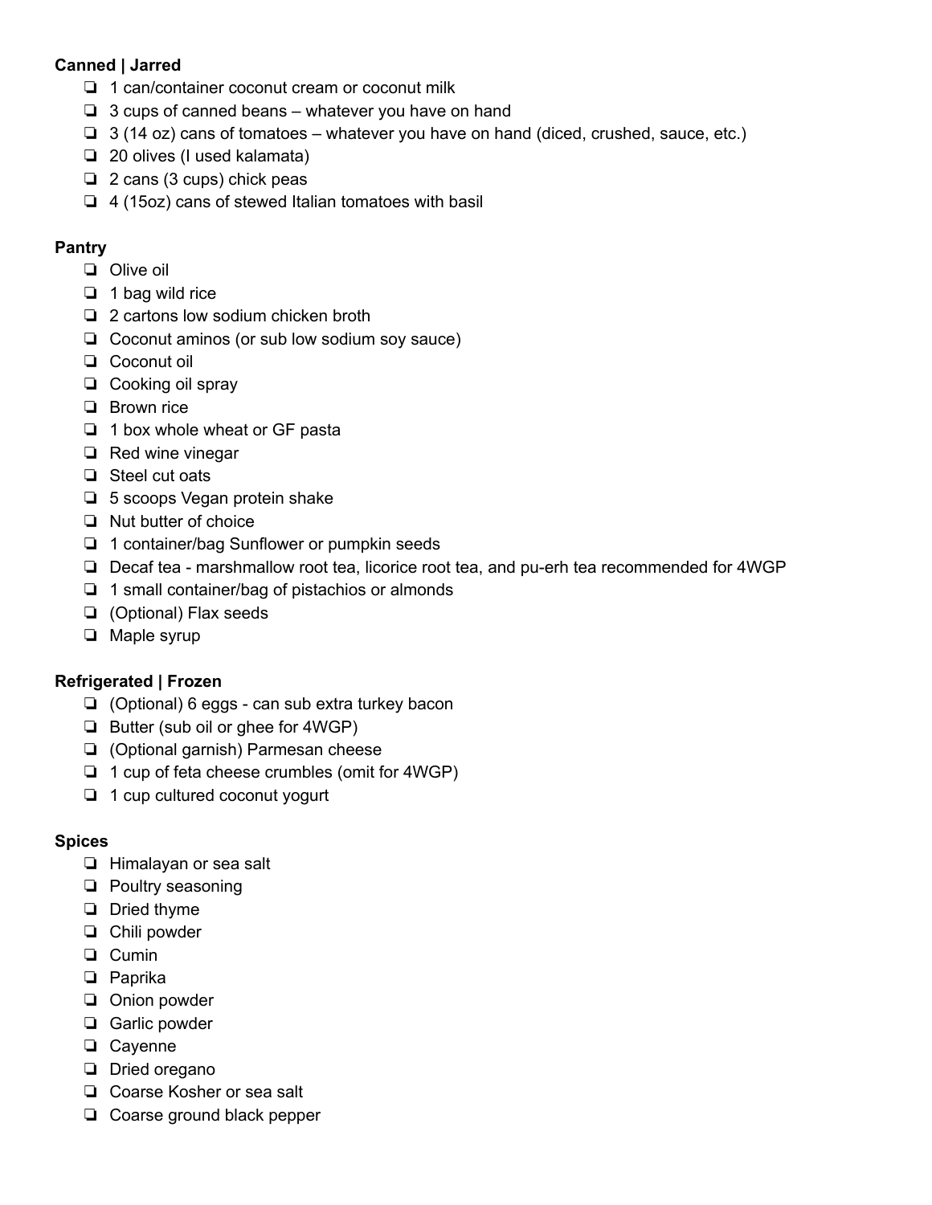**Canned | Jarred**

- ❏ 1 can/container coconut cream or coconut milk
- ❏ 3 cups of canned beans – whatever you have on hand
- ❏ 3 (14 oz) cans of tomatoes – whatever you have on hand (diced, crushed, sauce, etc.)
- ❏ 20 olives (I used kalamata)
- ❏ 2 cans (3 cups) chick peas
- ❏ 4 (15oz) cans of stewed Italian tomatoes with basil

**Pantry**

- ❏ Olive oil
- ❏ 1 bag wild rice
- ❏ 2 cartons low sodium chicken broth
- ❏ Coconut aminos (or sub low sodium soy sauce)
- ❏ Coconut oil
- ❏ Cooking oil spray
- ❏ Brown rice
- ❏ 1 box whole wheat or GF pasta
- ❏ Red wine vinegar
- ❏ Steel cut oats
- ❏ 5 scoops Vegan protein shake
- ❏ Nut butter of choice
- ❏ 1 container/bag Sunflower or pumpkin seeds
- ❏ Decaf tea - marshmallow root tea, licorice root tea, and pu-erh tea recommended for 4WGP
- ❏ 1 small container/bag of pistachios or almonds
- ❏ (Optional) Flax seeds
- ❏ Maple syrup

**Refrigerated | Frozen**

- ❏ (Optional) 6 eggs - can sub extra turkey bacon
- ❏ Butter (sub oil or ghee for 4WGP)
- ❏ (Optional garnish) Parmesan cheese
- ❏ 1 cup of feta cheese crumbles (omit for 4WGP)
- ❏ 1 cup cultured coconut yogurt

**Spices**

- ❏ Himalayan or sea salt
- ❏ Poultry seasoning
- ❏ Dried thyme
- ❏ Chili powder
- ❏ Cumin
- ❏ Paprika
- ❏ Onion powder
- ❏ Garlic powder
- ❏ Cayenne
- ❏ Dried oregano
- ❏ Coarse Kosher or sea salt
- ❏ Coarse ground black pepper